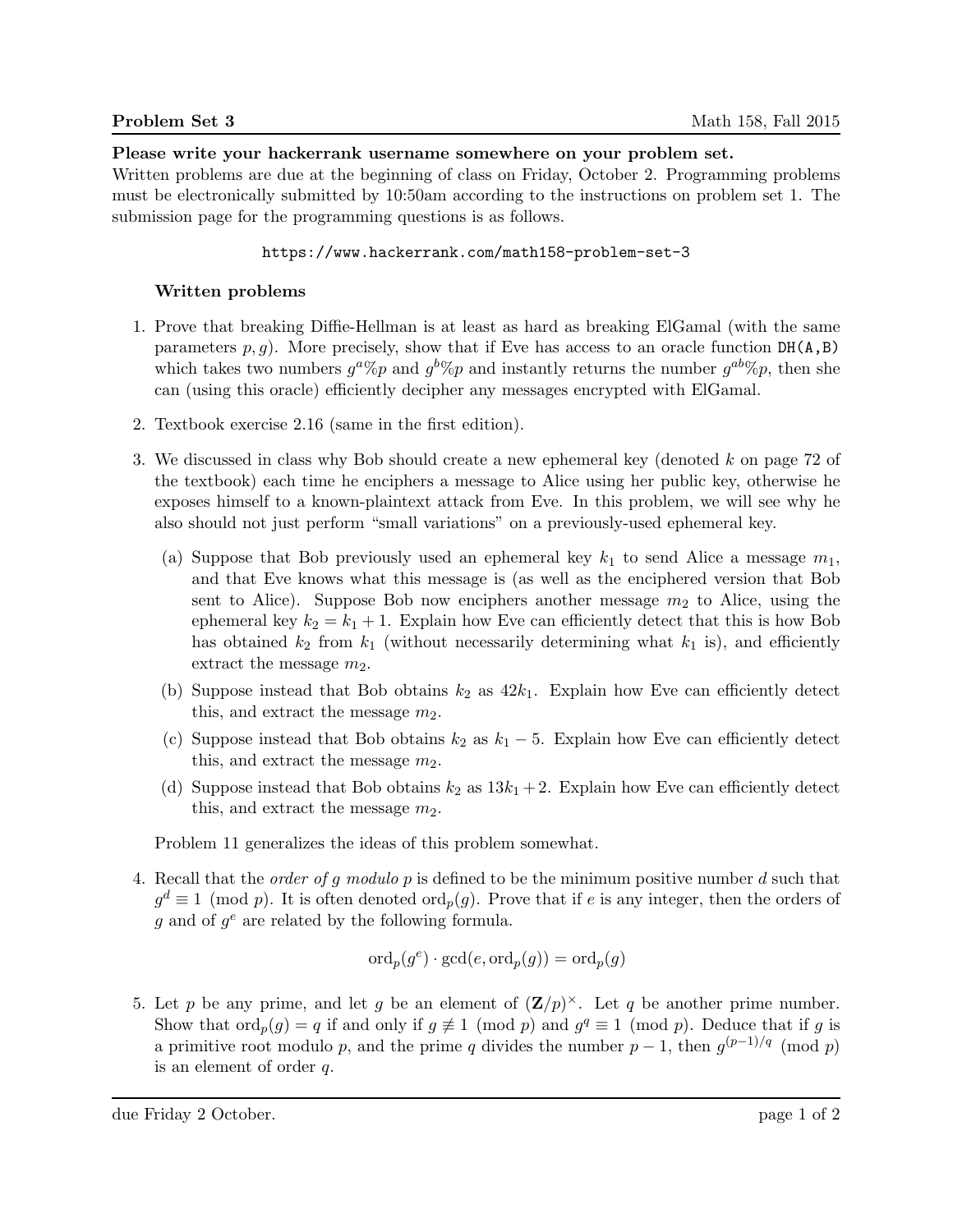**Problem Set 3** Math 158, Fall 2015

**Please write your hackerrank username somewhere on your problem set.**
Written problems are due at the beginning of class on Friday, October 2. Programming problems must be electronically submitted by 10:50am according to the instructions on problem set 1. The submission page for the programming questions is as follows.

https://www.hackerrank.com/math158-problem-set-3

### Written problems

1. Prove that breaking Diffie-Hellman is at least as hard as breaking ElGamal (with the same parameters $p, g$). More precisely, show that if Eve has access to an oracle function `DH(A,B)` which takes two numbers $g^a\%p$ and $g^b\%p$ and instantly returns the number $g^{ab}\%p$, then she can (using this oracle) efficiently decipher any messages encrypted with ElGamal.

2. Textbook exercise 2.16 (same in the first edition).

3. We discussed in class why Bob should create a new ephemeral key (denoted $k$ on page 72 of the textbook) each time he enciphers a message to Alice using her public key, otherwise he exposes himself to a known-plaintext attack from Eve. In this problem, we will see why he also should not just perform "small variations" on a previously-used ephemeral key.

   (a) Suppose that Bob previously used an ephemeral key $k_1$ to send Alice a message $m_1$, and that Eve knows what this message is (as well as the enciphered version that Bob sent to Alice). Suppose Bob now enciphers another message $m_2$ to Alice, using the ephemeral key $k_2 = k_1 + 1$. Explain how Eve can efficiently detect that this is how Bob has obtained $k_2$ from $k_1$ (without necessarily determining what $k_1$ is), and efficiently extract the message $m_2$.

   (b) Suppose instead that Bob obtains $k_2$ as $42k_1$. Explain how Eve can efficiently detect this, and extract the message $m_2$.

   (c) Suppose instead that Bob obtains $k_2$ as $k_1 - 5$. Explain how Eve can efficiently detect this, and extract the message $m_2$.

   (d) Suppose instead that Bob obtains $k_2$ as $13k_1 + 2$. Explain how Eve can efficiently detect this, and extract the message $m_2$.

   Problem 11 generalizes the ideas of this problem somewhat.

4. Recall that the *order of $g$ modulo $p$* is defined to be the minimum positive number $d$ such that $g^d \equiv 1 \pmod p$. It is often denoted $\text{ord}_p(g)$. Prove that if $e$ is any integer, then the orders of $g$ and of $g^e$ are related by the following formula.

$$\text{ord}_p(g^e) \cdot \gcd(e, \text{ord}_p(g)) = \text{ord}_p(g)$$

5. Let $p$ be any prime, and let $g$ be an element of $(\mathbf{Z}/p)^\times$. Let $q$ be another prime number. Show that $\text{ord}_p(g) = q$ if and only if $g \not\equiv 1 \pmod p$ and $g^q \equiv 1 \pmod p$. Deduce that if $g$ is a primitive root modulo $p$, and the prime $q$ divides the number $p - 1$, then $g^{(p-1)/q} \pmod p$ is an element of order $q$.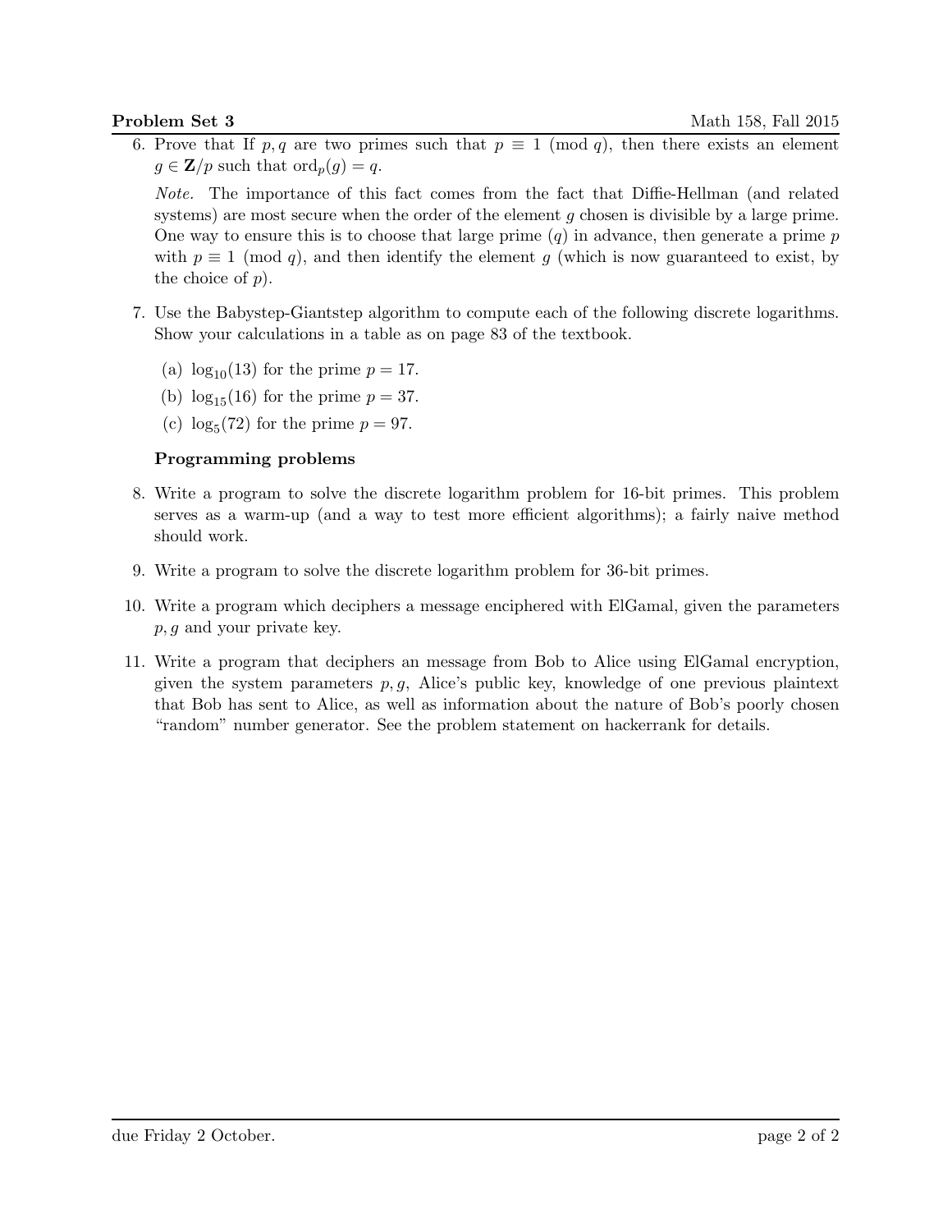6. Prove that If $p, q$ are two primes such that $p \equiv 1 \pmod{q}$, then there exists an element $g \in \mathbf{Z}/p$ such that $\text{ord}_p(g) = q$.

   *Note.* The importance of this fact comes from the fact that Diffie-Hellman (and related systems) are most secure when the order of the element $g$ chosen is divisible by a large prime. One way to ensure this is to choose that large prime ($q$) in advance, then generate a prime $p$ with $p \equiv 1 \pmod{q}$, and then identify the element $g$ (which is now guaranteed to exist, by the choice of $p$).

7. Use the Babystep-Giantstep algorithm to compute each of the following discrete logarithms. Show your calculations in a table as on page 83 of the textbook.

   (a) $\log_{10}(13)$ for the prime $p = 17$.

   (b) $\log_{15}(16)$ for the prime $p = 37$.

   (c) $\log_{5}(72)$ for the prime $p = 97$.

**Programming problems**

8. Write a program to solve the discrete logarithm problem for 16-bit primes. This problem serves as a warm-up (and a way to test more efficient algorithms); a fairly naive method should work.

9. Write a program to solve the discrete logarithm problem for 36-bit primes.

10. Write a program which deciphers a message enciphered with ElGamal, given the parameters $p, g$ and your private key.

11. Write a program that deciphers an message from Bob to Alice using ElGamal encryption, given the system parameters $p, g$, Alice's public key, knowledge of one previous plaintext that Bob has sent to Alice, as well as information about the nature of Bob's poorly chosen "random" number generator. See the problem statement on hackerrank for details.

due Friday 2 October.